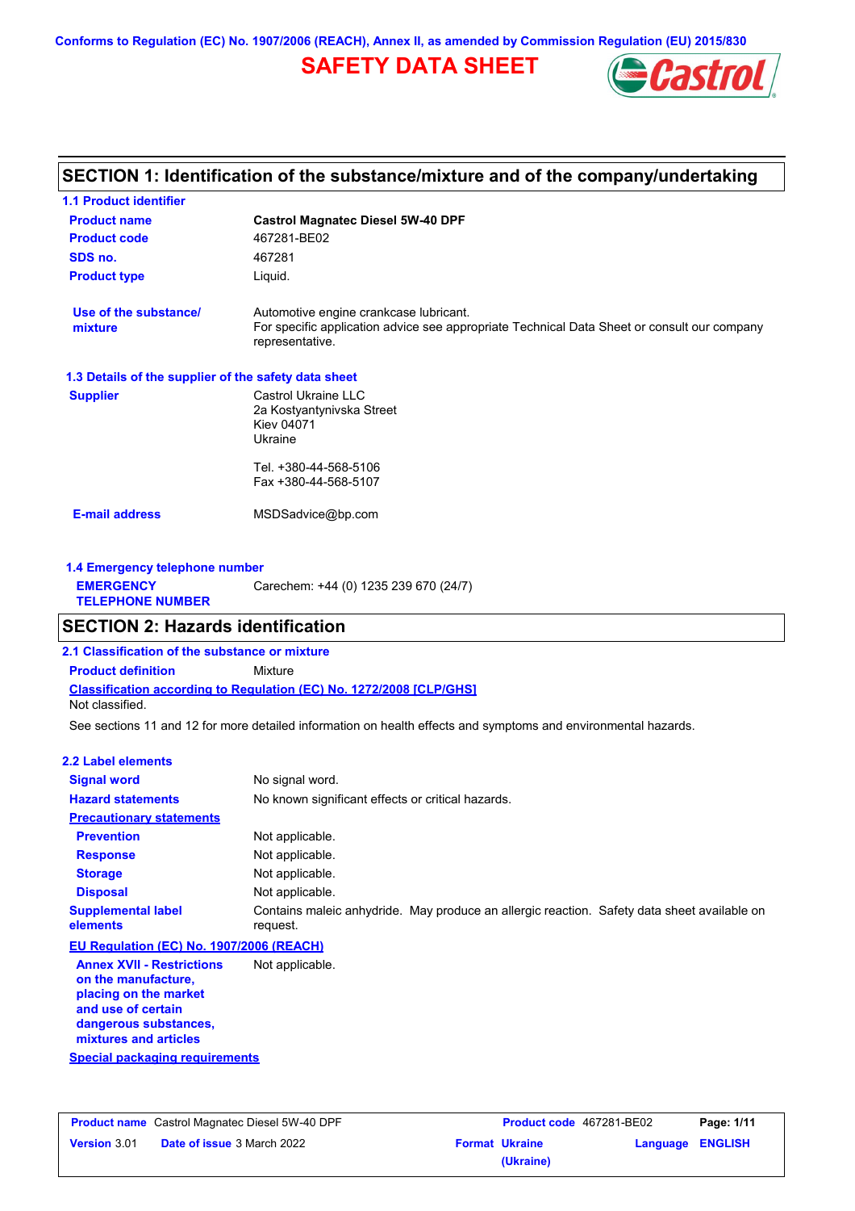Conforms to Regulation (EC) No. 1907/2006 (REACH), Annex II, as amended by Commission Regulation (EU) 2015/830

# SAFETY DATA SHEET

## SECTION 1: Identification of the substance/mixture and of the company/undertaking

### 1.1 Product identifier

| | |
|---|---|
| **Product name** | **Castrol Magnatec Diesel 5W-40 DPF** |
| **Product code** | 467281-BE02 |
| **SDS no.** | 467281 |
| **Product type** | Liquid. |

| | |
|---|---|
| **Use of the substance/ mixture** | Automotive engine crankcase lubricant. For specific application advice see appropriate Technical Data Sheet or consult our company representative. |

### 1.3 Details of the supplier of the safety data sheet

**Supplier**

Castrol Ukraine LLC
2a Kostyantynivska Street
Kiev 04071
Ukraine

Tel. +380-44-568-5106
Fax +380-44-568-5107

**E-mail address** MSDSadvice@bp.com

### 1.4 Emergency telephone number

**EMERGENCY TELEPHONE NUMBER** Carechem: +44 (0) 1235 239 670 (24/7)

## SECTION 2: Hazards identification

### 2.1 Classification of the substance or mixture

**Product definition** Mixture

**Classification according to Regulation (EC) No. 1272/2008 [CLP/GHS]**

Not classified.

See sections 11 and 12 for more detailed information on health effects and symptoms and environmental hazards.

### 2.2 Label elements

| | |
|---|---|
| **Signal word** | No signal word. |
| **Hazard statements** | No known significant effects or critical hazards. |

**Precautionary statements**

| | |
|---|---|
| **Prevention** | Not applicable. |
| **Response** | Not applicable. |
| **Storage** | Not applicable. |
| **Disposal** | Not applicable. |
| **Supplemental label elements** | Contains maleic anhydride. May produce an allergic reaction. Safety data sheet available on request. |

**EU Regulation (EC) No. 1907/2006 (REACH)**

| | |
|---|---|
| **Annex XVII - Restrictions on the manufacture, placing on the market and use of certain dangerous substances, mixtures and articles** | Not applicable. |

**Special packaging requirements**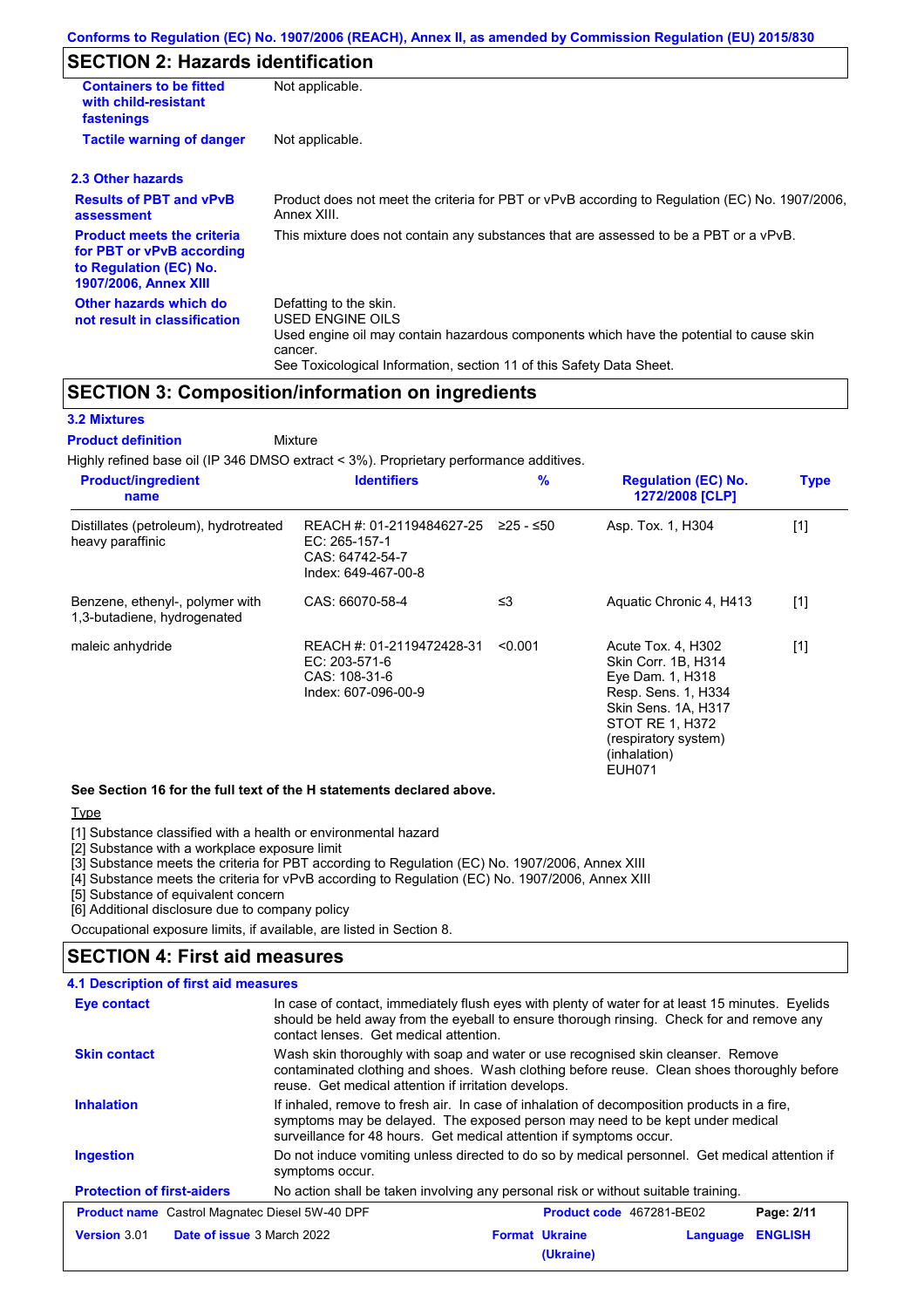## SECTION 2: Hazards identification

| | |
|---|---|
| **Containers to be fitted with child-resistant fastenings** | Not applicable. |
| **Tactile warning of danger** | Not applicable. |

### 2.3 Other hazards

| | |
|---|---|
| **Results of PBT and vPvB assessment** | Product does not meet the criteria for PBT or vPvB according to Regulation (EC) No. 1907/2006, Annex XIII. |
| **Product meets the criteria for PBT or vPvB according to Regulation (EC) No. 1907/2006, Annex XIII** | This mixture does not contain any substances that are assessed to be a PBT or a vPvB. |
| **Other hazards which do not result in classification** | Defatting to the skin.<br>USED ENGINE OILS<br>Used engine oil may contain hazardous components which have the potential to cause skin cancer.<br>See Toxicological Information, section 11 of this Safety Data Sheet. |

## SECTION 3: Composition/information on ingredients

### 3.2 Mixtures

**Product definition** Mixture

Highly refined base oil (IP 346 DMSO extract < 3%). Proprietary performance additives.

| Product/ingredient name | Identifiers | % | Regulation (EC) No. 1272/2008 [CLP] | Type |
|---|---|---|---|---|
| Distillates (petroleum), hydrotreated heavy paraffinic | REACH #: 01-2119484627-25<br>EC: 265-157-1<br>CAS: 64742-54-7<br>Index: 649-467-00-8 | ≥25 - ≤50 | Asp. Tox. 1, H304 | [1] |
| Benzene, ethenyl-, polymer with 1,3-butadiene, hydrogenated | CAS: 66070-58-4 | ≤3 | Aquatic Chronic 4, H413 | [1] |
| maleic anhydride | REACH #: 01-2119472428-31<br>EC: 203-571-6<br>CAS: 108-31-6<br>Index: 607-096-00-9 | <0.001 | Acute Tox. 4, H302<br>Skin Corr. 1B, H314<br>Eye Dam. 1, H318<br>Resp. Sens. 1, H334<br>Skin Sens. 1A, H317<br>STOT RE 1, H372 (respiratory system) (inhalation)<br>EUH071 | [1] |

**See Section 16 for the full text of the H statements declared above.**

Type

[1] Substance classified with a health or environmental hazard
[2] Substance with a workplace exposure limit
[3] Substance meets the criteria for PBT according to Regulation (EC) No. 1907/2006, Annex XIII
[4] Substance meets the criteria for vPvB according to Regulation (EC) No. 1907/2006, Annex XIII
[5] Substance of equivalent concern
[6] Additional disclosure due to company policy

Occupational exposure limits, if available, are listed in Section 8.

## SECTION 4: First aid measures

### 4.1 Description of first aid measures

| | |
|---|---|
| **Eye contact** | In case of contact, immediately flush eyes with plenty of water for at least 15 minutes. Eyelids should be held away from the eyeball to ensure thorough rinsing. Check for and remove any contact lenses. Get medical attention. |
| **Skin contact** | Wash skin thoroughly with soap and water or use recognised skin cleanser. Remove contaminated clothing and shoes. Wash clothing before reuse. Clean shoes thoroughly before reuse. Get medical attention if irritation develops. |
| **Inhalation** | If inhaled, remove to fresh air. In case of inhalation of decomposition products in a fire, symptoms may be delayed. The exposed person may need to be kept under medical surveillance for 48 hours. Get medical attention if symptoms occur. |
| **Ingestion** | Do not induce vomiting unless directed to do so by medical personnel. Get medical attention if symptoms occur. |
| **Protection of first-aiders** | No action shall be taken involving any personal risk or without suitable training. |

**Product name** Castrol Magnatec Diesel 5W-40 DPF **Product code** 467281-BE02
**Version** 3.01 **Date of issue** 3 March 2022 **Format** Ukraine (Ukraine) **Language** ENGLISH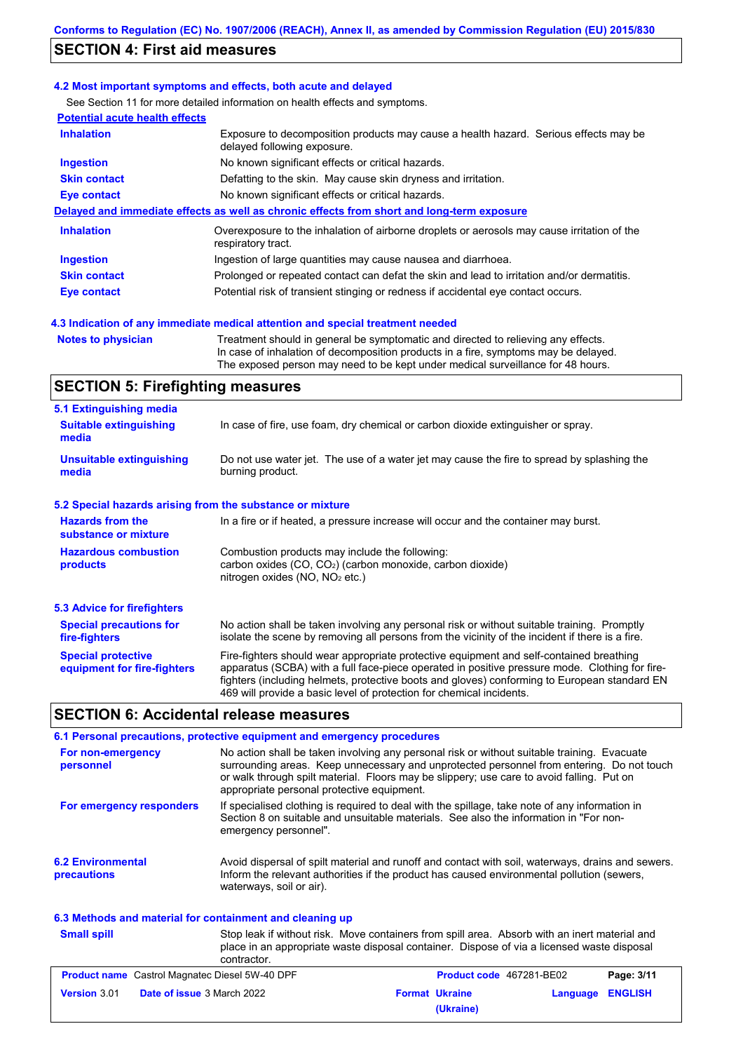## SECTION 4: First aid measures

### 4.2 Most important symptoms and effects, both acute and delayed

See Section 11 for more detailed information on health effects and symptoms.

**Potential acute health effects**

| | |
|---|---|
| **Inhalation** | Exposure to decomposition products may cause a health hazard. Serious effects may be delayed following exposure. |
| **Ingestion** | No known significant effects or critical hazards. |
| **Skin contact** | Defatting to the skin. May cause skin dryness and irritation. |
| **Eye contact** | No known significant effects or critical hazards. |

**Delayed and immediate effects as well as chronic effects from short and long-term exposure**

| | |
|---|---|
| **Inhalation** | Overexposure to the inhalation of airborne droplets or aerosols may cause irritation of the respiratory tract. |
| **Ingestion** | Ingestion of large quantities may cause nausea and diarrhoea. |
| **Skin contact** | Prolonged or repeated contact can defat the skin and lead to irritation and/or dermatitis. |
| **Eye contact** | Potential risk of transient stinging or redness if accidental eye contact occurs. |

### 4.3 Indication of any immediate medical attention and special treatment needed

| | |
|---|---|
| **Notes to physician** | Treatment should in general be symptomatic and directed to relieving any effects. In case of inhalation of decomposition products in a fire, symptoms may be delayed. The exposed person may need to be kept under medical surveillance for 48 hours. |

## SECTION 5: Firefighting measures

### 5.1 Extinguishing media

| | |
|---|---|
| **Suitable extinguishing media** | In case of fire, use foam, dry chemical or carbon dioxide extinguisher or spray. |
| **Unsuitable extinguishing media** | Do not use water jet. The use of a water jet may cause the fire to spread by splashing the burning product. |

### 5.2 Special hazards arising from the substance or mixture

| | |
|---|---|
| **Hazards from the substance or mixture** | In a fire or if heated, a pressure increase will occur and the container may burst. |
| **Hazardous combustion products** | Combustion products may include the following: carbon oxides (CO, $CO_2$) (carbon monoxide, carbon dioxide) nitrogen oxides (NO, $NO_2$ etc.) |

### 5.3 Advice for firefighters

| | |
|---|---|
| **Special precautions for fire-fighters** | No action shall be taken involving any personal risk or without suitable training. Promptly isolate the scene by removing all persons from the vicinity of the incident if there is a fire. |
| **Special protective equipment for fire-fighters** | Fire-fighters should wear appropriate protective equipment and self-contained breathing apparatus (SCBA) with a full face-piece operated in positive pressure mode. Clothing for fire-fighters (including helmets, protective boots and gloves) conforming to European standard EN 469 will provide a basic level of protection for chemical incidents. |

## SECTION 6: Accidental release measures

### 6.1 Personal precautions, protective equipment and emergency procedures

| | |
|---|---|
| **For non-emergency personnel** | No action shall be taken involving any personal risk or without suitable training. Evacuate surrounding areas. Keep unnecessary and unprotected personnel from entering. Do not touch or walk through spilt material. Floors may be slippery; use care to avoid falling. Put on appropriate personal protective equipment. |
| **For emergency responders** | If specialised clothing is required to deal with the spillage, take note of any information in Section 8 on suitable and unsuitable materials. See also the information in "For non-emergency personnel". |

| | |
|---|---|
| **6.2 Environmental precautions** | Avoid dispersal of spilt material and runoff and contact with soil, waterways, drains and sewers. Inform the relevant authorities if the product has caused environmental pollution (sewers, waterways, soil or air). |

### 6.3 Methods and material for containment and cleaning up

| | |
|---|---|
| **Small spill** | Stop leak if without risk. Move containers from spill area. Absorb with an inert material and place in an appropriate waste disposal container. Dispose of via a licensed waste disposal contractor. |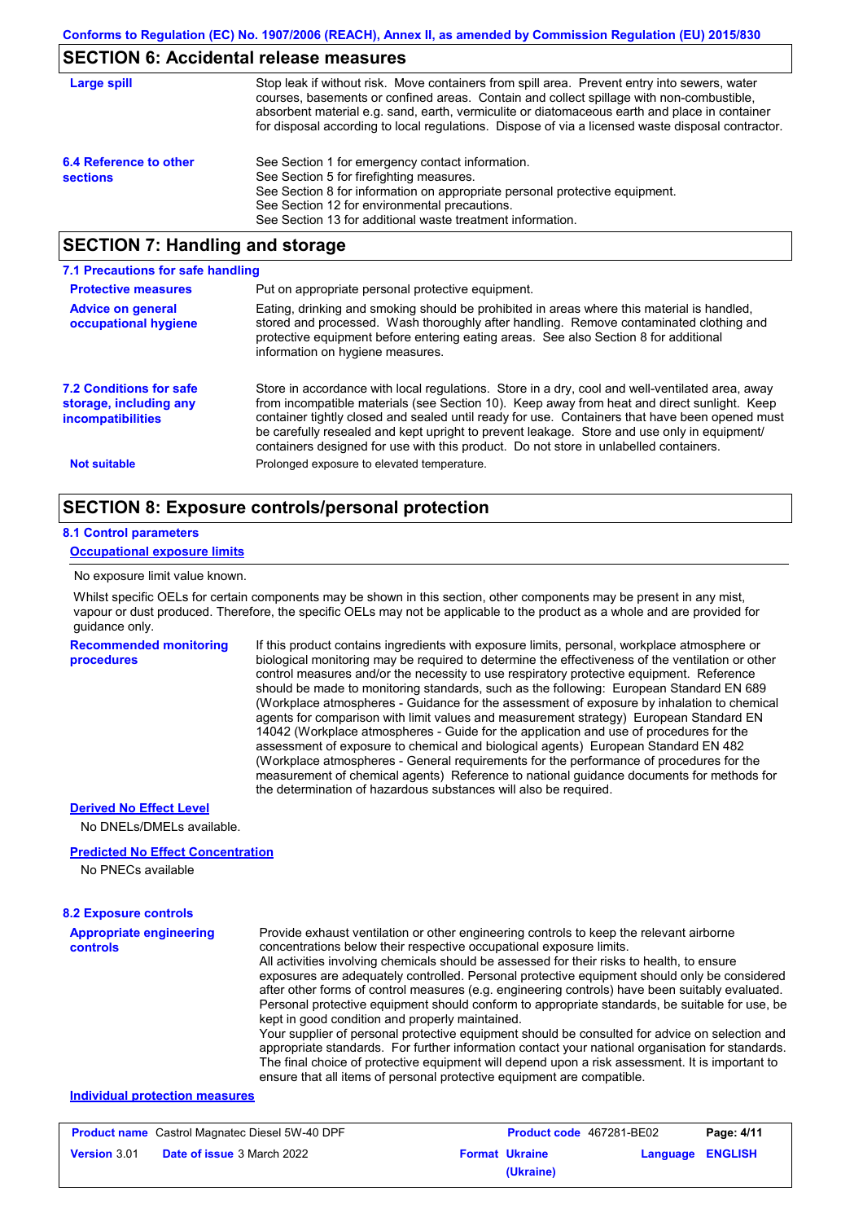## SECTION 6: Accidental release measures

**Large spill**

Stop leak if without risk. Move containers from spill area. Prevent entry into sewers, water courses, basements or confined areas. Contain and collect spillage with non-combustible, absorbent material e.g. sand, earth, vermiculite or diatomaceous earth and place in container for disposal according to local regulations. Dispose of via a licensed waste disposal contractor.

**6.4 Reference to other sections**

See Section 1 for emergency contact information.
See Section 5 for firefighting measures.
See Section 8 for information on appropriate personal protective equipment.
See Section 12 for environmental precautions.
See Section 13 for additional waste treatment information.

## SECTION 7: Handling and storage

### 7.1 Precautions for safe handling

**Protective measures**

Put on appropriate personal protective equipment.

**Advice on general occupational hygiene**

Eating, drinking and smoking should be prohibited in areas where this material is handled, stored and processed. Wash thoroughly after handling. Remove contaminated clothing and protective equipment before entering eating areas. See also Section 8 for additional information on hygiene measures.

**7.2 Conditions for safe storage, including any incompatibilities**

Store in accordance with local regulations. Store in a dry, cool and well-ventilated area, away from incompatible materials (see Section 10). Keep away from heat and direct sunlight. Keep container tightly closed and sealed until ready for use. Containers that have been opened must be carefully resealed and kept upright to prevent leakage. Store and use only in equipment/ containers designed for use with this product. Do not store in unlabelled containers.

**Not suitable**

Prolonged exposure to elevated temperature.

## SECTION 8: Exposure controls/personal protection

### 8.1 Control parameters

**Occupational exposure limits**

No exposure limit value known.

Whilst specific OELs for certain components may be shown in this section, other components may be present in any mist, vapour or dust produced. Therefore, the specific OELs may not be applicable to the product as a whole and are provided for guidance only.

**Recommended monitoring procedures**

If this product contains ingredients with exposure limits, personal, workplace atmosphere or biological monitoring may be required to determine the effectiveness of the ventilation or other control measures and/or the necessity to use respiratory protective equipment. Reference should be made to monitoring standards, such as the following: European Standard EN 689 (Workplace atmospheres - Guidance for the assessment of exposure by inhalation to chemical agents for comparison with limit values and measurement strategy) European Standard EN 14042 (Workplace atmospheres - Guide for the application and use of procedures for the assessment of exposure to chemical and biological agents) European Standard EN 482 (Workplace atmospheres - General requirements for the performance of procedures for the measurement of chemical agents) Reference to national guidance documents for methods for the determination of hazardous substances will also be required.

**Derived No Effect Level**

No DNELs/DMELs available.

**Predicted No Effect Concentration**

No PNECs available

### 8.2 Exposure controls

**Appropriate engineering controls**

Provide exhaust ventilation or other engineering controls to keep the relevant airborne concentrations below their respective occupational exposure limits.
All activities involving chemicals should be assessed for their risks to health, to ensure exposures are adequately controlled. Personal protective equipment should only be considered after other forms of control measures (e.g. engineering controls) have been suitably evaluated. Personal protective equipment should conform to appropriate standards, be suitable for use, be kept in good condition and properly maintained.
Your supplier of personal protective equipment should be consulted for advice on selection and appropriate standards. For further information contact your national organisation for standards. The final choice of protective equipment will depend upon a risk assessment. It is important to ensure that all items of personal protective equipment are compatible.

**Individual protection measures**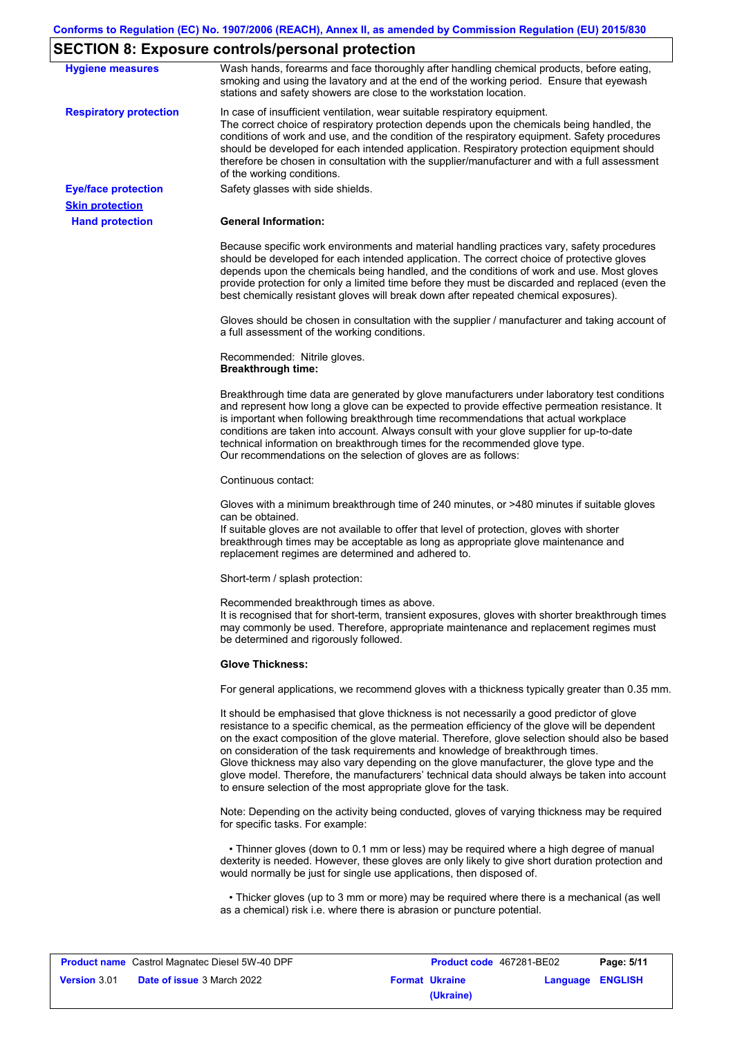## SECTION 8: Exposure controls/personal protection

**Hygiene measures**

Wash hands, forearms and face thoroughly after handling chemical products, before eating, smoking and using the lavatory and at the end of the working period. Ensure that eyewash stations and safety showers are close to the workstation location.

**Respiratory protection**

In case of insufficient ventilation, wear suitable respiratory equipment.
The correct choice of respiratory protection depends upon the chemicals being handled, the conditions of work and use, and the condition of the respiratory equipment. Safety procedures should be developed for each intended application. Respiratory protection equipment should therefore be chosen in consultation with the supplier/manufacturer and with a full assessment of the working conditions.

**Eye/face protection**

Safety glasses with side shields.

**Skin protection**

**Hand protection**

**General Information:**

Because specific work environments and material handling practices vary, safety procedures should be developed for each intended application. The correct choice of protective gloves depends upon the chemicals being handled, and the conditions of work and use. Most gloves provide protection for only a limited time before they must be discarded and replaced (even the best chemically resistant gloves will break down after repeated chemical exposures).

Gloves should be chosen in consultation with the supplier / manufacturer and taking account of a full assessment of the working conditions.

Recommended: Nitrile gloves.

**Breakthrough time:**

Breakthrough time data are generated by glove manufacturers under laboratory test conditions and represent how long a glove can be expected to provide effective permeation resistance. It is important when following breakthrough time recommendations that actual workplace conditions are taken into account. Always consult with your glove supplier for up-to-date technical information on breakthrough times for the recommended glove type.
Our recommendations on the selection of gloves are as follows:

Continuous contact:

Gloves with a minimum breakthrough time of 240 minutes, or >480 minutes if suitable gloves can be obtained.
If suitable gloves are not available to offer that level of protection, gloves with shorter breakthrough times may be acceptable as long as appropriate glove maintenance and replacement regimes are determined and adhered to.

Short-term / splash protection:

Recommended breakthrough times as above.
It is recognised that for short-term, transient exposures, gloves with shorter breakthrough times may commonly be used. Therefore, appropriate maintenance and replacement regimes must be determined and rigorously followed.

**Glove Thickness:**

For general applications, we recommend gloves with a thickness typically greater than 0.35 mm.

It should be emphasised that glove thickness is not necessarily a good predictor of glove resistance to a specific chemical, as the permeation efficiency of the glove will be dependent on the exact composition of the glove material. Therefore, glove selection should also be based on consideration of the task requirements and knowledge of breakthrough times.
Glove thickness may also vary depending on the glove manufacturer, the glove type and the glove model. Therefore, the manufacturers' technical data should always be taken into account to ensure selection of the most appropriate glove for the task.

Note: Depending on the activity being conducted, gloves of varying thickness may be required for specific tasks. For example:

- Thinner gloves (down to 0.1 mm or less) may be required where a high degree of manual dexterity is needed. However, these gloves are only likely to give short duration protection and would normally be just for single use applications, then disposed of.

- Thicker gloves (up to 3 mm or more) may be required where there is a mechanical (as well as a chemical) risk i.e. where there is abrasion or puncture potential.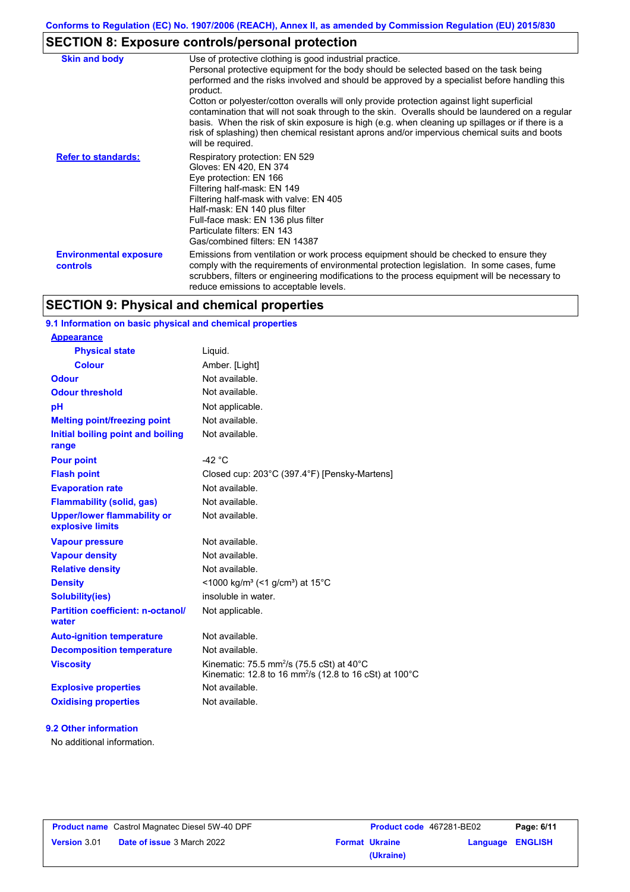## SECTION 8: Exposure controls/personal protection

| | |
|---|---|
| **Skin and body** | Use of protective clothing is good industrial practice. Personal protective equipment for the body should be selected based on the task being performed and the risks involved and should be approved by a specialist before handling this product. Cotton or polyester/cotton overalls will only provide protection against light superficial contamination that will not soak through to the skin. Overalls should be laundered on a regular basis. When the risk of skin exposure is high (e.g. when cleaning up spillages or if there is a risk of splashing) then chemical resistant aprons and/or impervious chemical suits and boots will be required. |
| **Refer to standards:** | Respiratory protection: EN 529<br>Gloves: EN 420, EN 374<br>Eye protection: EN 166<br>Filtering half-mask: EN 149<br>Filtering half-mask with valve: EN 405<br>Half-mask: EN 140 plus filter<br>Full-face mask: EN 136 plus filter<br>Particulate filters: EN 143<br>Gas/combined filters: EN 14387 |
| **Environmental exposure controls** | Emissions from ventilation or work process equipment should be checked to ensure they comply with the requirements of environmental protection legislation. In some cases, fume scrubbers, filters or engineering modifications to the process equipment will be necessary to reduce emissions to acceptable levels. |

## SECTION 9: Physical and chemical properties

### 9.1 Information on basic physical and chemical properties

| | |
|---|---|
| **Appearance** | |
| **Physical state** | Liquid. |
| **Colour** | Amber. [Light] |
| **Odour** | Not available. |
| **Odour threshold** | Not available. |
| **pH** | Not applicable. |
| **Melting point/freezing point** | Not available. |
| **Initial boiling point and boiling range** | Not available. |
| **Pour point** | -42 °C |
| **Flash point** | Closed cup: 203°C (397.4°F) [Pensky-Martens] |
| **Evaporation rate** | Not available. |
| **Flammability (solid, gas)** | Not available. |
| **Upper/lower flammability or explosive limits** | Not available. |
| **Vapour pressure** | Not available. |
| **Vapour density** | Not available. |
| **Relative density** | Not available. |
| **Density** | <1000 kg/m³ (<1 g/cm³) at 15°C |
| **Solubility(ies)** | insoluble in water. |
| **Partition coefficient: n-octanol/water** | Not applicable. |
| **Auto-ignition temperature** | Not available. |
| **Decomposition temperature** | Not available. |
| **Viscosity** | Kinematic: 75.5 $mm^2/s$ (75.5 cSt) at 40°C<br>Kinematic: 12.8 to 16 $mm^2/s$ (12.8 to 16 cSt) at 100°C |
| **Explosive properties** | Not available. |
| **Oxidising properties** | Not available. |

### 9.2 Other information

No additional information.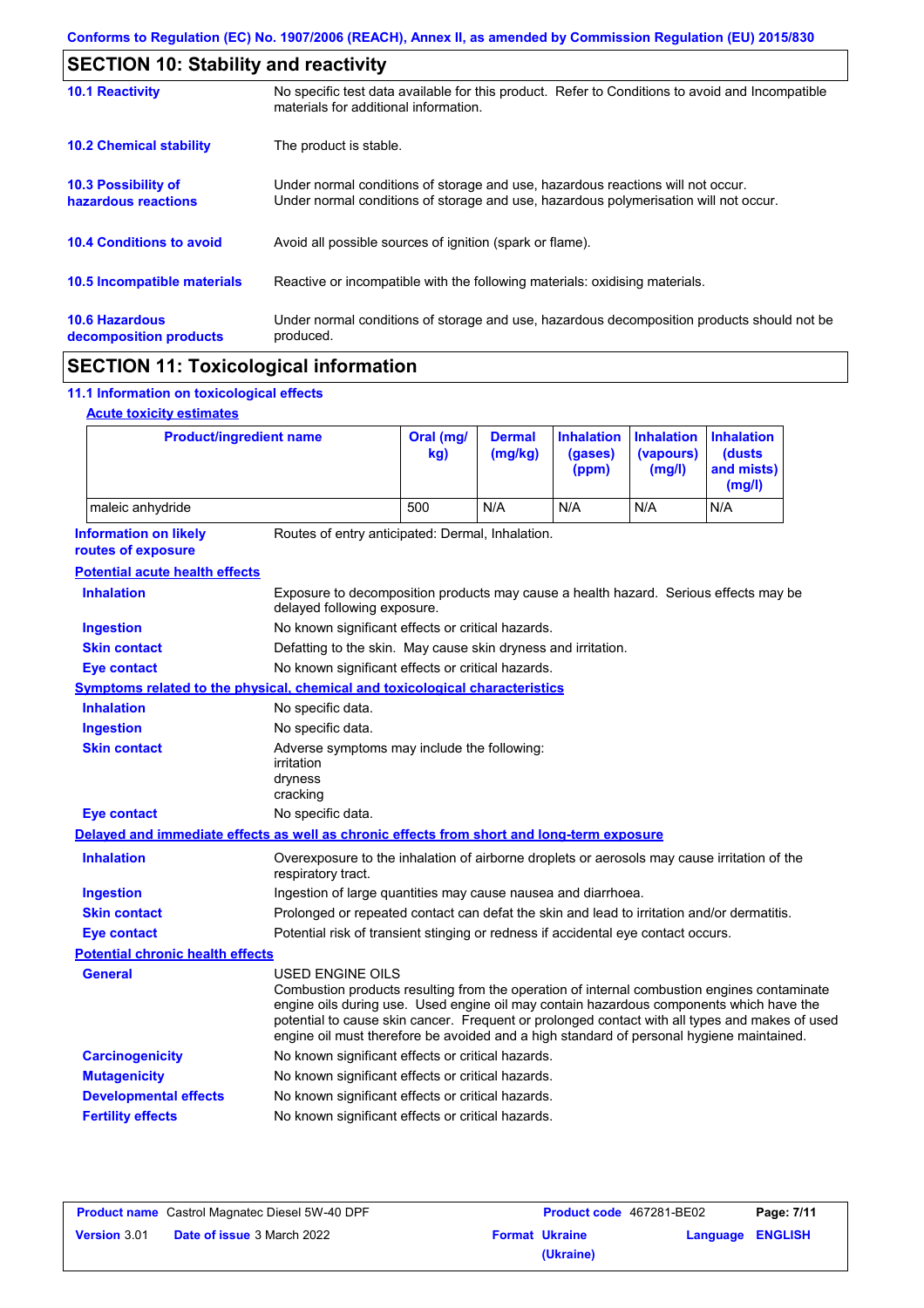## SECTION 10: Stability and reactivity

| | |
|---|---|
| **10.1 Reactivity** | No specific test data available for this product. Refer to Conditions to avoid and Incompatible materials for additional information. |
| **10.2 Chemical stability** | The product is stable. |
| **10.3 Possibility of hazardous reactions** | Under normal conditions of storage and use, hazardous reactions will not occur. Under normal conditions of storage and use, hazardous polymerisation will not occur. |
| **10.4 Conditions to avoid** | Avoid all possible sources of ignition (spark or flame). |
| **10.5 Incompatible materials** | Reactive or incompatible with the following materials: oxidising materials. |
| **10.6 Hazardous decomposition products** | Under normal conditions of storage and use, hazardous decomposition products should not be produced. |

## SECTION 11: Toxicological information

### 11.1 Information on toxicological effects

**Acute toxicity estimates**

| Product/ingredient name | Oral (mg/kg) | Dermal (mg/kg) | Inhalation (gases) (ppm) | Inhalation (vapours) (mg/l) | Inhalation (dusts and mists) (mg/l) |
|---|---|---|---|---|---|
| maleic anhydride | 500 | N/A | N/A | N/A | N/A |

**Information on likely routes of exposure**: Routes of entry anticipated: Dermal, Inhalation.

**Potential acute health effects**

- **Inhalation**: Exposure to decomposition products may cause a health hazard. Serious effects may be delayed following exposure.
- **Ingestion**: No known significant effects or critical hazards.
- **Skin contact**: Defatting to the skin. May cause skin dryness and irritation.
- **Eye contact**: No known significant effects or critical hazards.

**Symptoms related to the physical, chemical and toxicological characteristics**

- **Inhalation**: No specific data.
- **Ingestion**: No specific data.
- **Skin contact**: Adverse symptoms may include the following:
  - irritation
  - dryness
  - cracking
- **Eye contact**: No specific data.

**Delayed and immediate effects as well as chronic effects from short and long-term exposure**

- **Inhalation**: Overexposure to the inhalation of airborne droplets or aerosols may cause irritation of the respiratory tract.
- **Ingestion**: Ingestion of large quantities may cause nausea and diarrhoea.
- **Skin contact**: Prolonged or repeated contact can defat the skin and lead to irritation and/or dermatitis.
- **Eye contact**: Potential risk of transient stinging or redness if accidental eye contact occurs.

**Potential chronic health effects**

- **General**: USED ENGINE OILS
  Combustion products resulting from the operation of internal combustion engines contaminate engine oils during use. Used engine oil may contain hazardous components which have the potential to cause skin cancer. Frequent or prolonged contact with all types and makes of used engine oil must therefore be avoided and a high standard of personal hygiene maintained.
- **Carcinogenicity**: No known significant effects or critical hazards.
- **Mutagenicity**: No known significant effects or critical hazards.
- **Developmental effects**: No known significant effects or critical hazards.
- **Fertility effects**: No known significant effects or critical hazards.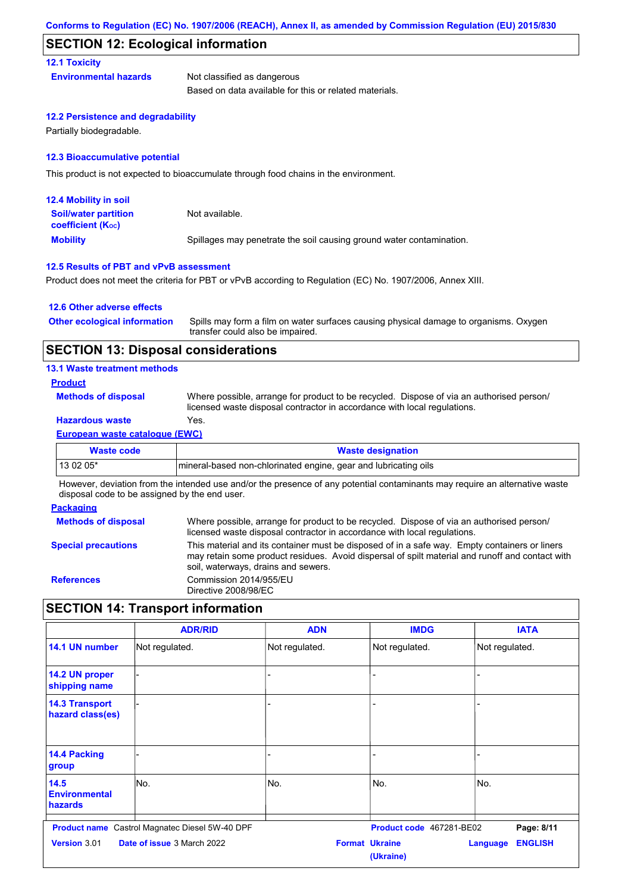## SECTION 12: Ecological information

### 12.1 Toxicity

**Environmental hazards** Not classified as dangerous

Based on data available for this or related materials.

### 12.2 Persistence and degradability

Partially biodegradable.

### 12.3 Bioaccumulative potential

This product is not expected to bioaccumulate through food chains in the environment.

### 12.4 Mobility in soil

**Soil/water partition coefficient ($K_{OC}$)** Not available.

**Mobility** Spillages may penetrate the soil causing ground water contamination.

### 12.5 Results of PBT and vPvB assessment

Product does not meet the criteria for PBT or vPvB according to Regulation (EC) No. 1907/2006, Annex XIII.

### 12.6 Other adverse effects

**Other ecological information** Spills may form a film on water surfaces causing physical damage to organisms. Oxygen transfer could also be impaired.

## SECTION 13: Disposal considerations

### 13.1 Waste treatment methods

**Product**

**Methods of disposal** Where possible, arrange for product to be recycled. Dispose of via an authorised person/ licensed waste disposal contractor in accordance with local regulations.

**Hazardous waste** Yes.

**European waste catalogue (EWC)**

| Waste code | Waste designation |
|---|---|
| 13 02 05* | mineral-based non-chlorinated engine, gear and lubricating oils |

However, deviation from the intended use and/or the presence of any potential contaminants may require an alternative waste disposal code to be assigned by the end user.

**Packaging**

**Methods of disposal** Where possible, arrange for product to be recycled. Dispose of via an authorised person/ licensed waste disposal contractor in accordance with local regulations.

**Special precautions** This material and its container must be disposed of in a safe way. Empty containers or liners may retain some product residues. Avoid dispersal of spilt material and runoff and contact with soil, waterways, drains and sewers.

**References** Commission 2014/955/EU
Directive 2008/98/EC

## SECTION 14: Transport information

| | ADR/RID | ADN | IMDG | IATA |
|---|---|---|---|---|
| 14.1 UN number | Not regulated. | Not regulated. | Not regulated. | Not regulated. |
| 14.2 UN proper shipping name | - | - | - | - |
| 14.3 Transport hazard class(es) | - | - | - | - |
| 14.4 Packing group | - | - | - | - |
| 14.5 Environmental hazards | No. | No. | No. | No. |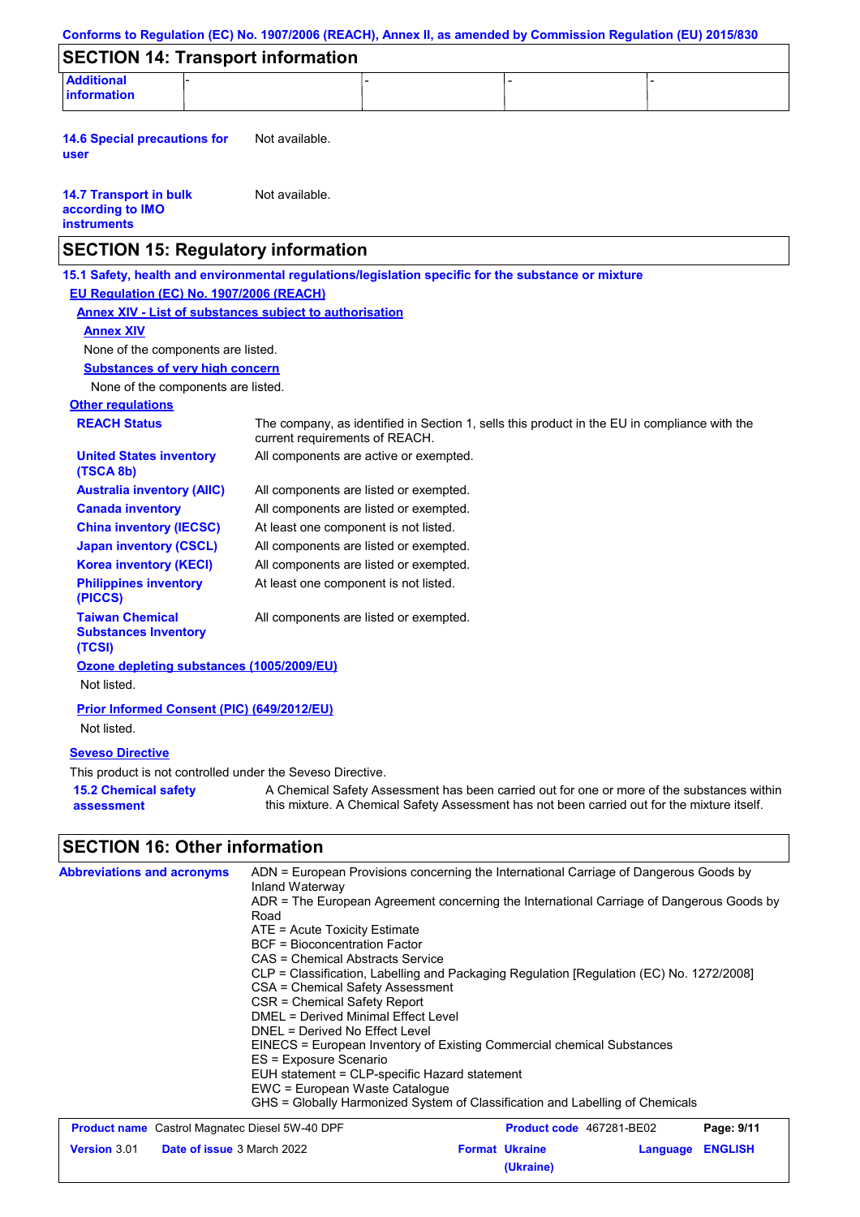## SECTION 14: Transport information

| Additional information | - | - | - | - |
|---|---|---|---|---|

**14.6 Special precautions for user** Not available.

**14.7 Transport in bulk according to IMO instruments** Not available.

## SECTION 15: Regulatory information

**15.1 Safety, health and environmental regulations/legislation specific for the substance or mixture**

**EU Regulation (EC) No. 1907/2006 (REACH)**

**Annex XIV - List of substances subject to authorisation**

**Annex XIV**

None of the components are listed.

**Substances of very high concern**

None of the components are listed.

**Other regulations**

| | |
|---|---|
| **REACH Status** | The company, as identified in Section 1, sells this product in the EU in compliance with the current requirements of REACH. |
| **United States inventory (TSCA 8b)** | All components are active or exempted. |
| **Australia inventory (AIIC)** | All components are listed or exempted. |
| **Canada inventory** | All components are listed or exempted. |
| **China inventory (IECSC)** | At least one component is not listed. |
| **Japan inventory (CSCL)** | All components are listed or exempted. |
| **Korea inventory (KECI)** | All components are listed or exempted. |
| **Philippines inventory (PICCS)** | At least one component is not listed. |
| **Taiwan Chemical Substances Inventory (TCSI)** | All components are listed or exempted. |

**Ozone depleting substances (1005/2009/EU)**

Not listed.

**Prior Informed Consent (PIC) (649/2012/EU)**

Not listed.

**Seveso Directive**

This product is not controlled under the Seveso Directive.

**15.2 Chemical safety assessment** A Chemical Safety Assessment has been carried out for one or more of the substances within this mixture. A Chemical Safety Assessment has not been carried out for the mixture itself.

## SECTION 16: Other information

**Abbreviations and acronyms**

ADN = European Provisions concerning the International Carriage of Dangerous Goods by Inland Waterway
ADR = The European Agreement concerning the International Carriage of Dangerous Goods by Road
ATE = Acute Toxicity Estimate
BCF = Bioconcentration Factor
CAS = Chemical Abstracts Service
CLP = Classification, Labelling and Packaging Regulation [Regulation (EC) No. 1272/2008]
CSA = Chemical Safety Assessment
CSR = Chemical Safety Report
DMEL = Derived Minimal Effect Level
DNEL = Derived No Effect Level
EINECS = European Inventory of Existing Commercial chemical Substances
ES = Exposure Scenario
EUH statement = CLP-specific Hazard statement
EWC = European Waste Catalogue
GHS = Globally Harmonized System of Classification and Labelling of Chemicals

| **Product name** Castrol Magnatec Diesel 5W-40 DPF | **Product code** 467281-BE02 | |
|---|---|---|
| **Version** 3.01 **Date of issue** 3 March 2022 | **Format Ukraine (Ukraine)** | **Language ENGLISH** |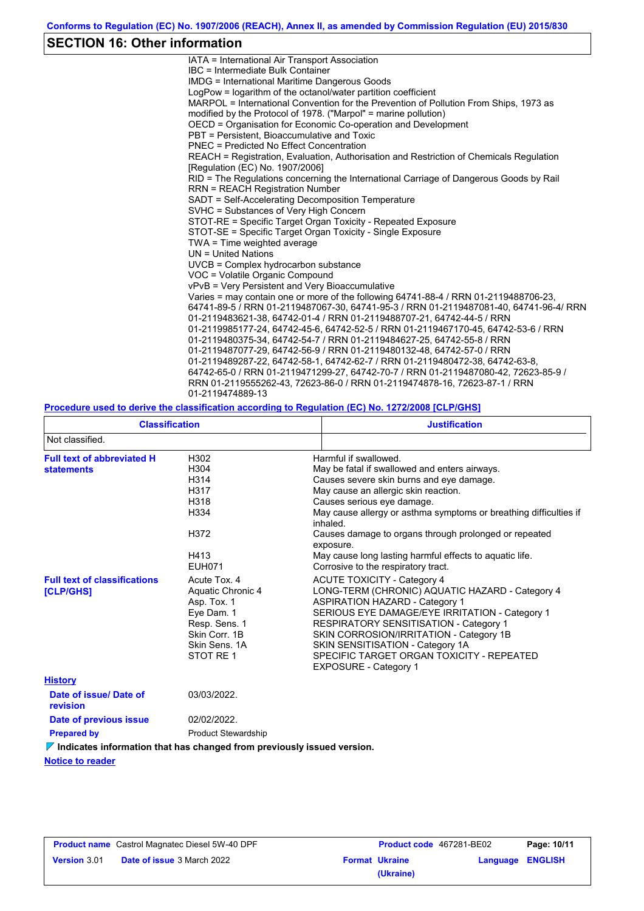Conforms to Regulation (EC) No. 1907/2006 (REACH), Annex II, as amended by Commission Regulation (EU) 2015/830

## SECTION 16: Other information

IATA = International Air Transport Association
IBC = Intermediate Bulk Container
IMDG = International Maritime Dangerous Goods
LogPow = logarithm of the octanol/water partition coefficient
MARPOL = International Convention for the Prevention of Pollution From Ships, 1973 as modified by the Protocol of 1978. ("Marpol" = marine pollution)
OECD = Organisation for Economic Co-operation and Development
PBT = Persistent, Bioaccumulative and Toxic
PNEC = Predicted No Effect Concentration
REACH = Registration, Evaluation, Authorisation and Restriction of Chemicals Regulation [Regulation (EC) No. 1907/2006]
RID = The Regulations concerning the International Carriage of Dangerous Goods by Rail
RRN = REACH Registration Number
SADT = Self-Accelerating Decomposition Temperature
SVHC = Substances of Very High Concern
STOT-RE = Specific Target Organ Toxicity - Repeated Exposure
STOT-SE = Specific Target Organ Toxicity - Single Exposure
TWA = Time weighted average
UN = United Nations
UVCB = Complex hydrocarbon substance
VOC = Volatile Organic Compound
vPvB = Very Persistent and Very Bioaccumulative
Varies = may contain one or more of the following 64741-88-4 / RRN 01-2119488706-23, 64741-89-5 / RRN 01-2119487067-30, 64741-95-3 / RRN 01-2119487081-40, 64741-96-4/ RRN 01-2119483621-38, 64742-01-4 / RRN 01-2119488707-21, 64742-44-5 / RRN 01-2119985177-24, 64742-45-6, 64742-52-5 / RRN 01-2119467170-45, 64742-53-6 / RRN 01-2119480375-34, 64742-54-7 / RRN 01-2119484627-25, 64742-55-8 / RRN 01-2119487077-29, 64742-56-9 / RRN 01-2119480132-48, 64742-57-0 / RRN 01-2119489287-22, 64742-58-1, 64742-62-7 / RRN 01-2119480472-38, 64742-63-8, 64742-65-0 / RRN 01-2119471299-27, 64742-70-7 / RRN 01-2119487080-42, 72623-85-9 / RRN 01-2119555262-43, 72623-86-0 / RRN 01-2119474878-16, 72623-87-1 / RRN 01-2119474889-13

**Procedure used to derive the classification according to Regulation (EC) No. 1272/2008 [CLP/GHS]**

| Classification | Justification |
|---|---|
| Not classified. | |

**Full text of abbreviated H statements**

| | |
|---|---|
| H302 | Harmful if swallowed. |
| H304 | May be fatal if swallowed and enters airways. |
| H314 | Causes severe skin burns and eye damage. |
| H317 | May cause an allergic skin reaction. |
| H318 | Causes serious eye damage. |
| H334 | May cause allergy or asthma symptoms or breathing difficulties if inhaled. |
| H372 | Causes damage to organs through prolonged or repeated exposure. |
| H413 | May cause long lasting harmful effects to aquatic life. |
| EUH071 | Corrosive to the respiratory tract. |

**Full text of classifications [CLP/GHS]**

| | |
|---|---|
| Acute Tox. 4 | ACUTE TOXICITY - Category 4 |
| Aquatic Chronic 4 | LONG-TERM (CHRONIC) AQUATIC HAZARD - Category 4 |
| Asp. Tox. 1 | ASPIRATION HAZARD - Category 1 |
| Eye Dam. 1 | SERIOUS EYE DAMAGE/EYE IRRITATION - Category 1 |
| Resp. Sens. 1 | RESPIRATORY SENSITISATION - Category 1 |
| Skin Corr. 1B | SKIN CORROSION/IRRITATION - Category 1B |
| Skin Sens. 1A | SKIN SENSITISATION - Category 1A |
| STOT RE 1 | SPECIFIC TARGET ORGAN TOXICITY - REPEATED EXPOSURE - Category 1 |

**History**

**Date of issue/ Date of revision:** 03/03/2022.

**Date of previous issue:** 02/02/2022.

**Prepared by:** Product Stewardship

**Indicates information that has changed from previously issued version.**

**Notice to reader**

| Product name | Castrol Magnatec Diesel 5W-40 DPF | Product code | 467281-BE02 | |
|---|---|---|---|---|
| Version | 3.01 | Date of issue 3 March 2022 | Format Ukraine (Ukraine) | Language ENGLISH |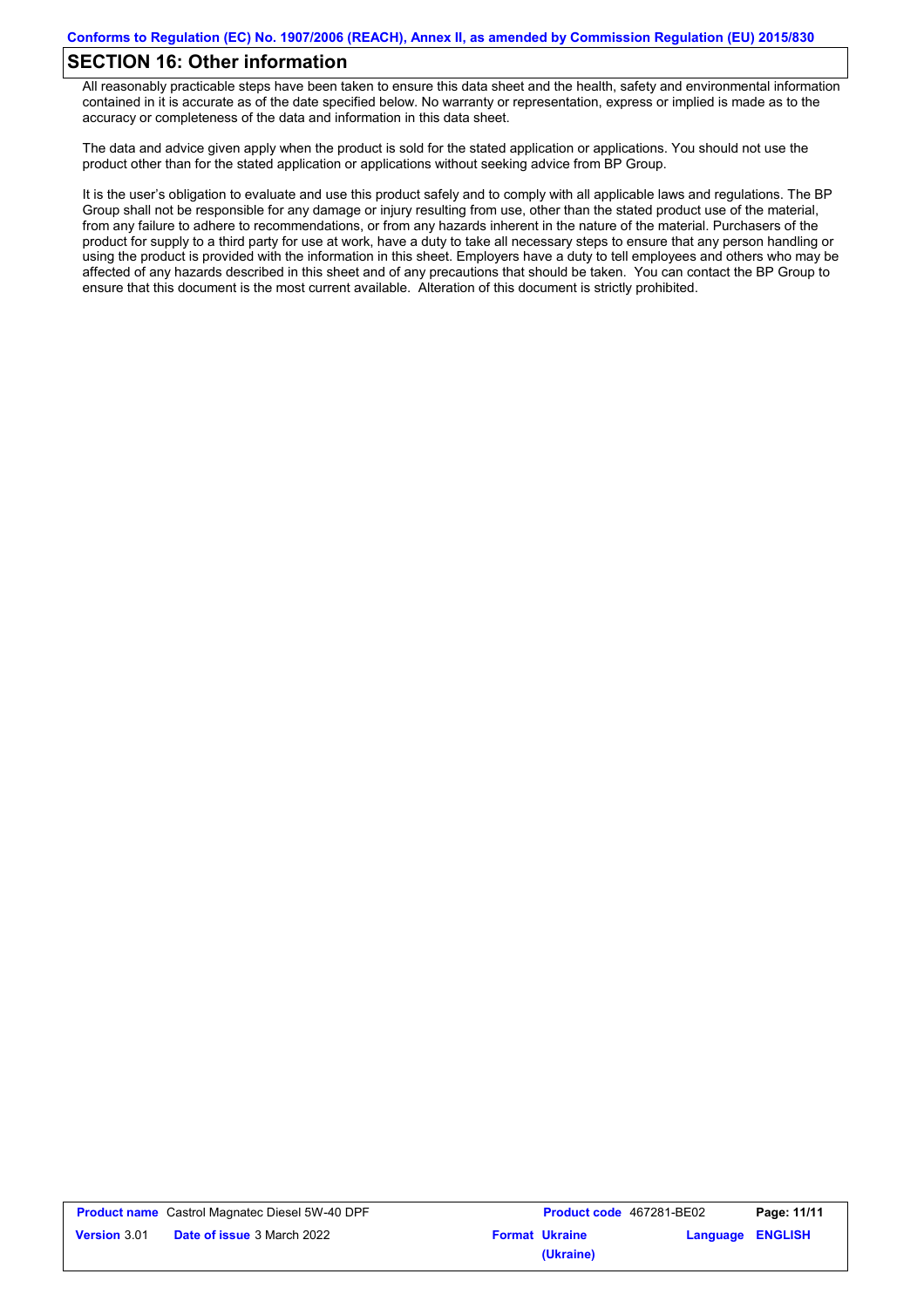## SECTION 16: Other information

All reasonably practicable steps have been taken to ensure this data sheet and the health, safety and environmental information contained in it is accurate as of the date specified below. No warranty or representation, express or implied is made as to the accuracy or completeness of the data and information in this data sheet.

The data and advice given apply when the product is sold for the stated application or applications. You should not use the product other than for the stated application or applications without seeking advice from BP Group.

It is the user's obligation to evaluate and use this product safely and to comply with all applicable laws and regulations. The BP Group shall not be responsible for any damage or injury resulting from use, other than the stated product use of the material, from any failure to adhere to recommendations, or from any hazards inherent in the nature of the material. Purchasers of the product for supply to a third party for use at work, have a duty to take all necessary steps to ensure that any person handling or using the product is provided with the information in this sheet. Employers have a duty to tell employees and others who may be affected of any hazards described in this sheet and of any precautions that should be taken. You can contact the BP Group to ensure that this document is the most current available. Alteration of this document is strictly prohibited.